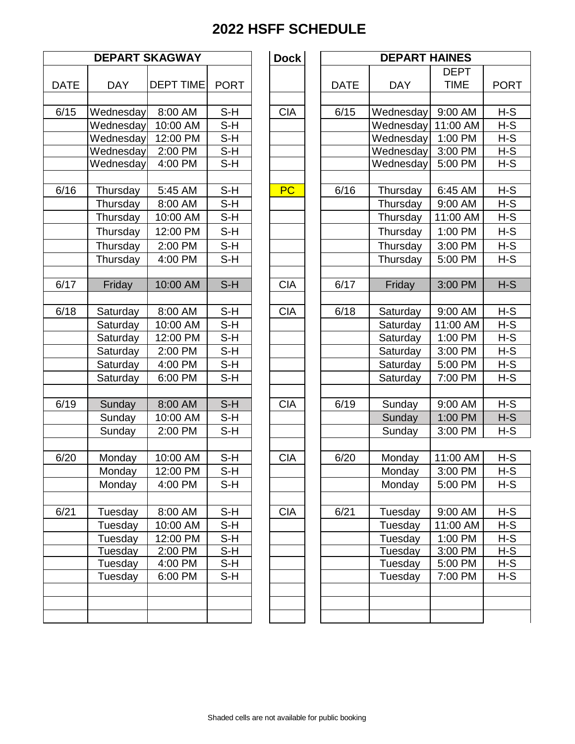# 2022 HSFF SCHEDULE

| DEPART SKAGWAY | | | | Dock | DEPART HAINES | | | |
|---|---|---|---|---|---|---|---|---|
| DATE | DAY | DEPT TIME | PORT | | DATE | DAY | DEPT TIME | PORT |
| 6/15 | Wednesday | 8:00 AM | S-H | CIA | 6/15 | Wednesday | 9:00 AM | H-S |
| | Wednesday | 10:00 AM | S-H | | | Wednesday | 11:00 AM | H-S |
| | Wednesday | 12:00 PM | S-H | | | Wednesday | 1:00 PM | H-S |
| | Wednesday | 2:00 PM | S-H | | | Wednesday | 3:00 PM | H-S |
| | Wednesday | 4:00 PM | S-H | | | Wednesday | 5:00 PM | H-S |
| 6/16 | Thursday | 5:45 AM | S-H | PC | 6/16 | Thursday | 6:45 AM | H-S |
| | Thursday | 8:00 AM | S-H | | | Thursday | 9:00 AM | H-S |
| | Thursday | 10:00 AM | S-H | | | Thursday | 11:00 AM | H-S |
| | Thursday | 12:00 PM | S-H | | | Thursday | 1:00 PM | H-S |
| | Thursday | 2:00 PM | S-H | | | Thursday | 3:00 PM | H-S |
| | Thursday | 4:00 PM | S-H | | | Thursday | 5:00 PM | H-S |
| 6/17 | Friday | 10:00 AM | S-H | CIA | 6/17 | Friday | 3:00 PM | H-S |
| 6/18 | Saturday | 8:00 AM | S-H | CIA | 6/18 | Saturday | 9:00 AM | H-S |
| | Saturday | 10:00 AM | S-H | | | Saturday | 11:00 AM | H-S |
| | Saturday | 12:00 PM | S-H | | | Saturday | 1:00 PM | H-S |
| | Saturday | 2:00 PM | S-H | | | Saturday | 3:00 PM | H-S |
| | Saturday | 4:00 PM | S-H | | | Saturday | 5:00 PM | H-S |
| | Saturday | 6:00 PM | S-H | | | Saturday | 7:00 PM | H-S |
| 6/19 | Sunday | 8:00 AM | S-H | CIA | 6/19 | Sunday | 9:00 AM | H-S |
| | Sunday | 10:00 AM | S-H | | | Sunday | 1:00 PM | H-S |
| | Sunday | 2:00 PM | S-H | | | Sunday | 3:00 PM | H-S |
| 6/20 | Monday | 10:00 AM | S-H | CIA | 6/20 | Monday | 11:00 AM | H-S |
| | Monday | 12:00 PM | S-H | | | Monday | 3:00 PM | H-S |
| | Monday | 4:00 PM | S-H | | | Monday | 5:00 PM | H-S |
| 6/21 | Tuesday | 8:00 AM | S-H | CIA | 6/21 | Tuesday | 9:00 AM | H-S |
| | Tuesday | 10:00 AM | S-H | | | Tuesday | 11:00 AM | H-S |
| | Tuesday | 12:00 PM | S-H | | | Tuesday | 1:00 PM | H-S |
| | Tuesday | 2:00 PM | S-H | | | Tuesday | 3:00 PM | H-S |
| | Tuesday | 4:00 PM | S-H | | | Tuesday | 5:00 PM | H-S |
| | Tuesday | 6:00 PM | S-H | | | Tuesday | 7:00 PM | H-S |

Shaded cells are not available for public booking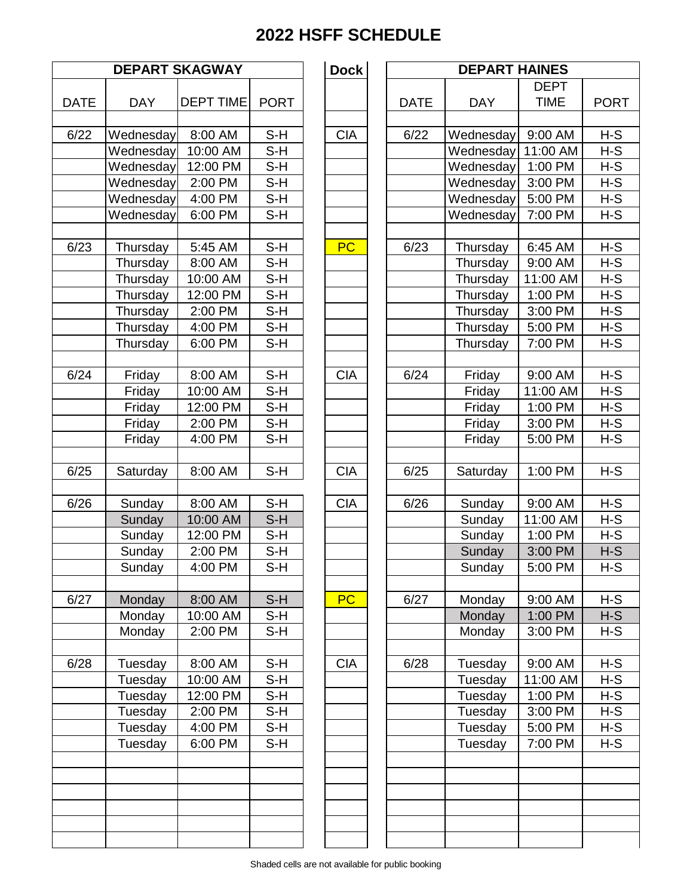# 2022 HSFF SCHEDULE

| DEPART SKAGWAY | | | | Dock | DEPART HAINES | | | |
|---|---|---|---|---|---|---|---|---|
| DATE | DAY | DEPT TIME | PORT | | DATE | DAY | DEPT TIME | PORT |
| 6/22 | Wednesday | 8:00 AM | S-H | CIA | 6/22 | Wednesday | 9:00 AM | H-S |
| | Wednesday | 10:00 AM | S-H | | | Wednesday | 11:00 AM | H-S |
| | Wednesday | 12:00 PM | S-H | | | Wednesday | 1:00 PM | H-S |
| | Wednesday | 2:00 PM | S-H | | | Wednesday | 3:00 PM | H-S |
| | Wednesday | 4:00 PM | S-H | | | Wednesday | 5:00 PM | H-S |
| | Wednesday | 6:00 PM | S-H | | | Wednesday | 7:00 PM | H-S |
| 6/23 | Thursday | 5:45 AM | S-H | PC | 6/23 | Thursday | 6:45 AM | H-S |
| | Thursday | 8:00 AM | S-H | | | Thursday | 9:00 AM | H-S |
| | Thursday | 10:00 AM | S-H | | | Thursday | 11:00 AM | H-S |
| | Thursday | 12:00 PM | S-H | | | Thursday | 1:00 PM | H-S |
| | Thursday | 2:00 PM | S-H | | | Thursday | 3:00 PM | H-S |
| | Thursday | 4:00 PM | S-H | | | Thursday | 5:00 PM | H-S |
| | Thursday | 6:00 PM | S-H | | | Thursday | 7:00 PM | H-S |
| 6/24 | Friday | 8:00 AM | S-H | CIA | 6/24 | Friday | 9:00 AM | H-S |
| | Friday | 10:00 AM | S-H | | | Friday | 11:00 AM | H-S |
| | Friday | 12:00 PM | S-H | | | Friday | 1:00 PM | H-S |
| | Friday | 2:00 PM | S-H | | | Friday | 3:00 PM | H-S |
| | Friday | 4:00 PM | S-H | | | Friday | 5:00 PM | H-S |
| 6/25 | Saturday | 8:00 AM | S-H | CIA | 6/25 | Saturday | 1:00 PM | H-S |
| 6/26 | Sunday | 8:00 AM | S-H | CIA | 6/26 | Sunday | 9:00 AM | H-S |
| | Sunday | 10:00 AM | S-H | | | Sunday | 11:00 AM | H-S |
| | Sunday | 12:00 PM | S-H | | | Sunday | 1:00 PM | H-S |
| | Sunday | 2:00 PM | S-H | | | Sunday | 3:00 PM | H-S |
| | Sunday | 4:00 PM | S-H | | | Sunday | 5:00 PM | H-S |
| 6/27 | Monday | 8:00 AM | S-H | PC | 6/27 | Monday | 9:00 AM | H-S |
| | Monday | 10:00 AM | S-H | | | Monday | 1:00 PM | H-S |
| | Monday | 2:00 PM | S-H | | | Monday | 3:00 PM | H-S |
| 6/28 | Tuesday | 8:00 AM | S-H | CIA | 6/28 | Tuesday | 9:00 AM | H-S |
| | Tuesday | 10:00 AM | S-H | | | Tuesday | 11:00 AM | H-S |
| | Tuesday | 12:00 PM | S-H | | | Tuesday | 1:00 PM | H-S |
| | Tuesday | 2:00 PM | S-H | | | Tuesday | 3:00 PM | H-S |
| | Tuesday | 4:00 PM | S-H | | | Tuesday | 5:00 PM | H-S |
| | Tuesday | 6:00 PM | S-H | | | Tuesday | 7:00 PM | H-S |

Shaded cells are not available for public booking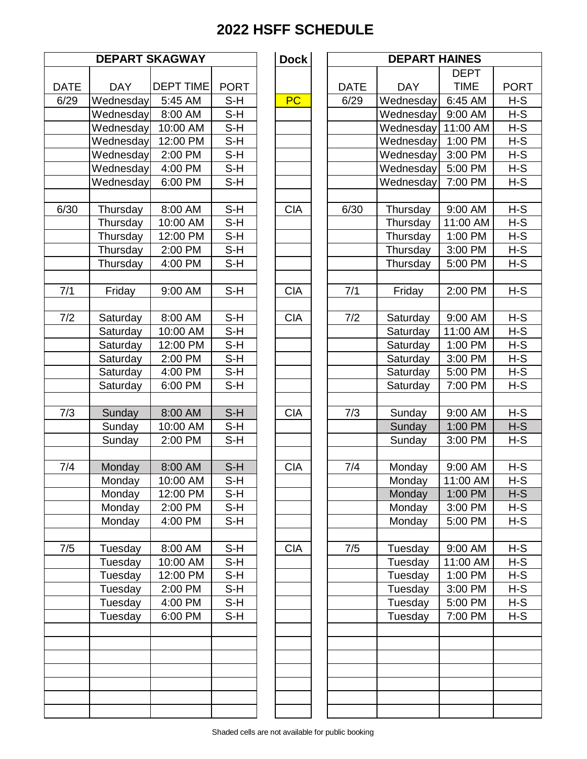# 2022 HSFF SCHEDULE

| DEPART SKAGWAY | | | | Dock | DEPART HAINES | | | |
|---|---|---|---|---|---|---|---|---|
| DATE | DAY | DEPT TIME | PORT | | DATE | DAY | DEPT TIME | PORT |
| 6/29 | Wednesday | 5:45 AM | S-H | PC | 6/29 | Wednesday | 6:45 AM | H-S |
| | Wednesday | 8:00 AM | S-H | | | Wednesday | 9:00 AM | H-S |
| | Wednesday | 10:00 AM | S-H | | | Wednesday | 11:00 AM | H-S |
| | Wednesday | 12:00 PM | S-H | | | Wednesday | 1:00 PM | H-S |
| | Wednesday | 2:00 PM | S-H | | | Wednesday | 3:00 PM | H-S |
| | Wednesday | 4:00 PM | S-H | | | Wednesday | 5:00 PM | H-S |
| | Wednesday | 6:00 PM | S-H | | | Wednesday | 7:00 PM | H-S |
| | | | | | | | | |
| 6/30 | Thursday | 8:00 AM | S-H | CIA | 6/30 | Thursday | 9:00 AM | H-S |
| | Thursday | 10:00 AM | S-H | | | Thursday | 11:00 AM | H-S |
| | Thursday | 12:00 PM | S-H | | | Thursday | 1:00 PM | H-S |
| | Thursday | 2:00 PM | S-H | | | Thursday | 3:00 PM | H-S |
| | Thursday | 4:00 PM | S-H | | | Thursday | 5:00 PM | H-S |
| | | | | | | | | |
| 7/1 | Friday | 9:00 AM | S-H | CIA | 7/1 | Friday | 2:00 PM | H-S |
| | | | | | | | | |
| 7/2 | Saturday | 8:00 AM | S-H | CIA | 7/2 | Saturday | 9:00 AM | H-S |
| | Saturday | 10:00 AM | S-H | | | Saturday | 11:00 AM | H-S |
| | Saturday | 12:00 PM | S-H | | | Saturday | 1:00 PM | H-S |
| | Saturday | 2:00 PM | S-H | | | Saturday | 3:00 PM | H-S |
| | Saturday | 4:00 PM | S-H | | | Saturday | 5:00 PM | H-S |
| | Saturday | 6:00 PM | S-H | | | Saturday | 7:00 PM | H-S |
| | | | | | | | | |
| 7/3 | Sunday | 8:00 AM | S-H | CIA | 7/3 | Sunday | 9:00 AM | H-S |
| | Sunday | 10:00 AM | S-H | | | Sunday | 1:00 PM | H-S |
| | Sunday | 2:00 PM | S-H | | | Sunday | 3:00 PM | H-S |
| | | | | | | | | |
| 7/4 | Monday | 8:00 AM | S-H | CIA | 7/4 | Monday | 9:00 AM | H-S |
| | Monday | 10:00 AM | S-H | | | Monday | 11:00 AM | H-S |
| | Monday | 12:00 PM | S-H | | | Monday | 1:00 PM | H-S |
| | Monday | 2:00 PM | S-H | | | Monday | 3:00 PM | H-S |
| | Monday | 4:00 PM | S-H | | | Monday | 5:00 PM | H-S |
| | | | | | | | | |
| 7/5 | Tuesday | 8:00 AM | S-H | CIA | 7/5 | Tuesday | 9:00 AM | H-S |
| | Tuesday | 10:00 AM | S-H | | | Tuesday | 11:00 AM | H-S |
| | Tuesday | 12:00 PM | S-H | | | Tuesday | 1:00 PM | H-S |
| | Tuesday | 2:00 PM | S-H | | | Tuesday | 3:00 PM | H-S |
| | Tuesday | 4:00 PM | S-H | | | Tuesday | 5:00 PM | H-S |
| | Tuesday | 6:00 PM | S-H | | | Tuesday | 7:00 PM | H-S |

Shaded cells are not available for public booking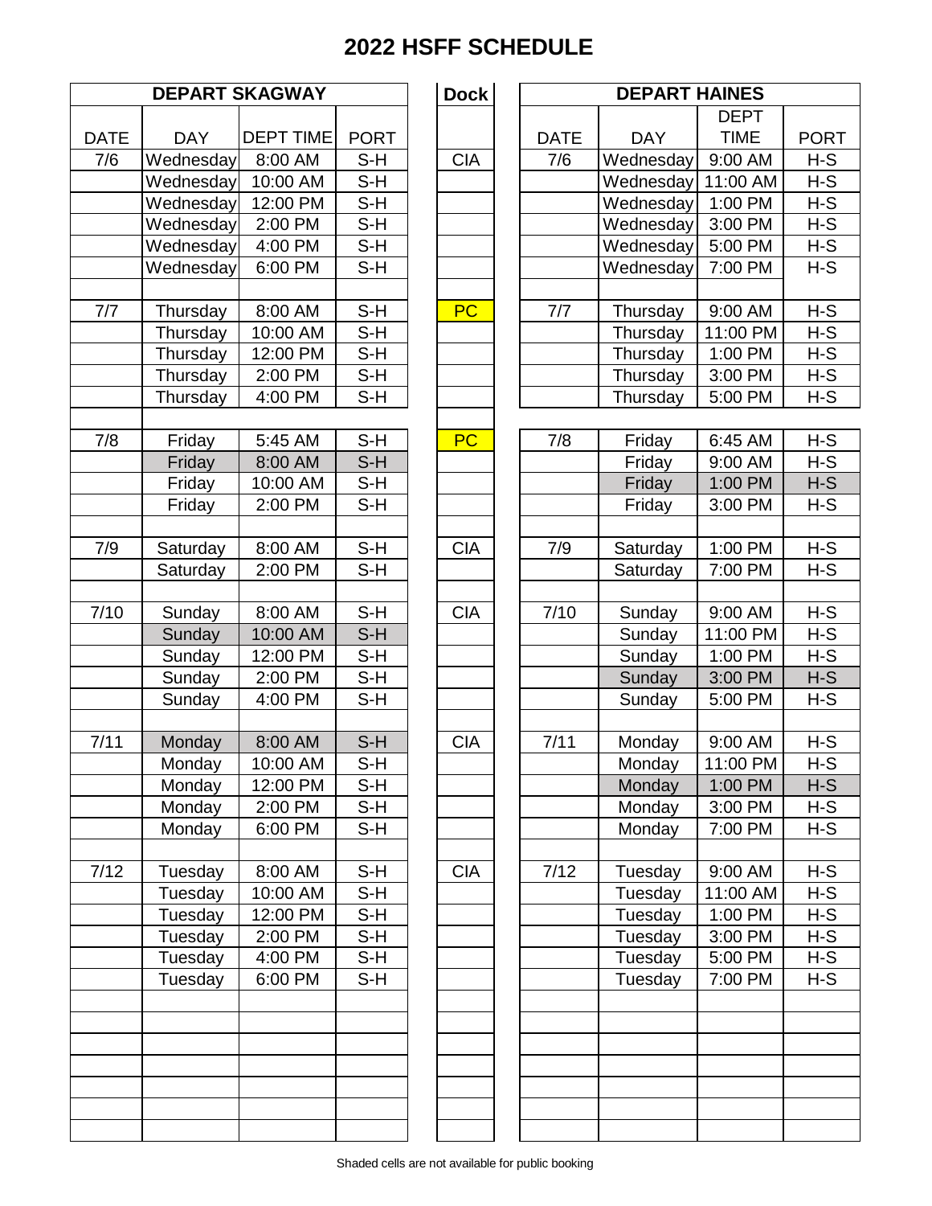# 2022 HSFF SCHEDULE

| DEPART SKAGWAY | | | | Dock | DEPART HAINES | | | |
|---|---|---|---|---|---|---|---|---|
| DATE | DAY | DEPT TIME | PORT | | DATE | DAY | DEPT TIME | PORT |
| 7/6 | Wednesday | 8:00 AM | S-H | CIA | 7/6 | Wednesday | 9:00 AM | H-S |
| | Wednesday | 10:00 AM | S-H | | | Wednesday | 11:00 AM | H-S |
| | Wednesday | 12:00 PM | S-H | | | Wednesday | 1:00 PM | H-S |
| | Wednesday | 2:00 PM | S-H | | | Wednesday | 3:00 PM | H-S |
| | Wednesday | 4:00 PM | S-H | | | Wednesday | 5:00 PM | H-S |
| | Wednesday | 6:00 PM | S-H | | | Wednesday | 7:00 PM | H-S |
| | | | | | | | | |
| 7/7 | Thursday | 8:00 AM | S-H | PC | 7/7 | Thursday | 9:00 AM | H-S |
| | Thursday | 10:00 AM | S-H | | | Thursday | 11:00 PM | H-S |
| | Thursday | 12:00 PM | S-H | | | Thursday | 1:00 PM | H-S |
| | Thursday | 2:00 PM | S-H | | | Thursday | 3:00 PM | H-S |
| | Thursday | 4:00 PM | S-H | | | Thursday | 5:00 PM | H-S |
| | | | | | | | | |
| 7/8 | Friday | 5:45 AM | S-H | PC | 7/8 | Friday | 6:45 AM | H-S |
| | Friday | 8:00 AM | S-H | | | Friday | 9:00 AM | H-S |
| | Friday | 10:00 AM | S-H | | | Friday | 1:00 PM | H-S |
| | Friday | 2:00 PM | S-H | | | Friday | 3:00 PM | H-S |
| | | | | | | | | |
| 7/9 | Saturday | 8:00 AM | S-H | CIA | 7/9 | Saturday | 1:00 PM | H-S |
| | Saturday | 2:00 PM | S-H | | | Saturday | 7:00 PM | H-S |
| | | | | | | | | |
| 7/10 | Sunday | 8:00 AM | S-H | CIA | 7/10 | Sunday | 9:00 AM | H-S |
| | Sunday | 10:00 AM | S-H | | | Sunday | 11:00 PM | H-S |
| | Sunday | 12:00 PM | S-H | | | Sunday | 1:00 PM | H-S |
| | Sunday | 2:00 PM | S-H | | | Sunday | 3:00 PM | H-S |
| | Sunday | 4:00 PM | S-H | | | Sunday | 5:00 PM | H-S |
| | | | | | | | | |
| 7/11 | Monday | 8:00 AM | S-H | CIA | 7/11 | Monday | 9:00 AM | H-S |
| | Monday | 10:00 AM | S-H | | | Monday | 11:00 PM | H-S |
| | Monday | 12:00 PM | S-H | | | Monday | 1:00 PM | H-S |
| | Monday | 2:00 PM | S-H | | | Monday | 3:00 PM | H-S |
| | Monday | 6:00 PM | S-H | | | Monday | 7:00 PM | H-S |
| | | | | | | | | |
| 7/12 | Tuesday | 8:00 AM | S-H | CIA | 7/12 | Tuesday | 9:00 AM | H-S |
| | Tuesday | 10:00 AM | S-H | | | Tuesday | 11:00 AM | H-S |
| | Tuesday | 12:00 PM | S-H | | | Tuesday | 1:00 PM | H-S |
| | Tuesday | 2:00 PM | S-H | | | Tuesday | 3:00 PM | H-S |
| | Tuesday | 4:00 PM | S-H | | | Tuesday | 5:00 PM | H-S |
| | Tuesday | 6:00 PM | S-H | | | Tuesday | 7:00 PM | H-S |

Shaded cells are not available for public booking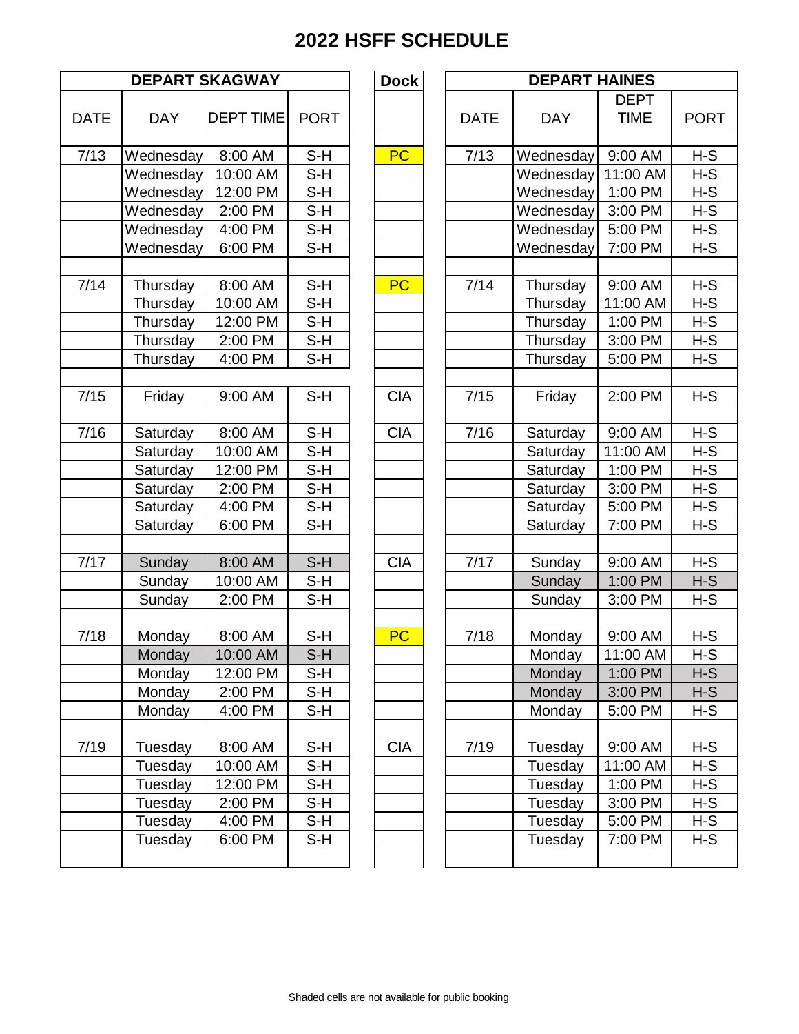# 2022 HSFF SCHEDULE

| DEPART SKAGWAY | | | | Dock | DEPART HAINES | | | |
|---|---|---|---|---|---|---|---|---|
| DATE | DAY | DEPT TIME | PORT | | DATE | DAY | DEPT TIME | PORT |
| 7/13 | Wednesday | 8:00 AM | S-H | PC | 7/13 | Wednesday | 9:00 AM | H-S |
| | Wednesday | 10:00 AM | S-H | | | Wednesday | 11:00 AM | H-S |
| | Wednesday | 12:00 PM | S-H | | | Wednesday | 1:00 PM | H-S |
| | Wednesday | 2:00 PM | S-H | | | Wednesday | 3:00 PM | H-S |
| | Wednesday | 4:00 PM | S-H | | | Wednesday | 5:00 PM | H-S |
| | Wednesday | 6:00 PM | S-H | | | Wednesday | 7:00 PM | H-S |
| 7/14 | Thursday | 8:00 AM | S-H | PC | 7/14 | Thursday | 9:00 AM | H-S |
| | Thursday | 10:00 AM | S-H | | | Thursday | 11:00 AM | H-S |
| | Thursday | 12:00 PM | S-H | | | Thursday | 1:00 PM | H-S |
| | Thursday | 2:00 PM | S-H | | | Thursday | 3:00 PM | H-S |
| | Thursday | 4:00 PM | S-H | | | Thursday | 5:00 PM | H-S |
| 7/15 | Friday | 9:00 AM | S-H | CIA | 7/15 | Friday | 2:00 PM | H-S |
| 7/16 | Saturday | 8:00 AM | S-H | CIA | 7/16 | Saturday | 9:00 AM | H-S |
| | Saturday | 10:00 AM | S-H | | | Saturday | 11:00 AM | H-S |
| | Saturday | 12:00 PM | S-H | | | Saturday | 1:00 PM | H-S |
| | Saturday | 2:00 PM | S-H | | | Saturday | 3:00 PM | H-S |
| | Saturday | 4:00 PM | S-H | | | Saturday | 5:00 PM | H-S |
| | Saturday | 6:00 PM | S-H | | | Saturday | 7:00 PM | H-S |
| 7/17 | Sunday | 8:00 AM | S-H | CIA | 7/17 | Sunday | 9:00 AM | H-S |
| | Sunday | 10:00 AM | S-H | | | Sunday | 1:00 PM | H-S |
| | Sunday | 2:00 PM | S-H | | | Sunday | 3:00 PM | H-S |
| 7/18 | Monday | 8:00 AM | S-H | PC | 7/18 | Monday | 9:00 AM | H-S |
| | Monday | 10:00 AM | S-H | | | Monday | 11:00 AM | H-S |
| | Monday | 12:00 PM | S-H | | | Monday | 1:00 PM | H-S |
| | Monday | 2:00 PM | S-H | | | Monday | 3:00 PM | H-S |
| | Monday | 4:00 PM | S-H | | | Monday | 5:00 PM | H-S |
| 7/19 | Tuesday | 8:00 AM | S-H | CIA | 7/19 | Tuesday | 9:00 AM | H-S |
| | Tuesday | 10:00 AM | S-H | | | Tuesday | 11:00 AM | H-S |
| | Tuesday | 12:00 PM | S-H | | | Tuesday | 1:00 PM | H-S |
| | Tuesday | 2:00 PM | S-H | | | Tuesday | 3:00 PM | H-S |
| | Tuesday | 4:00 PM | S-H | | | Tuesday | 5:00 PM | H-S |
| | Tuesday | 6:00 PM | S-H | | | Tuesday | 7:00 PM | H-S |

Shaded cells are not available for public booking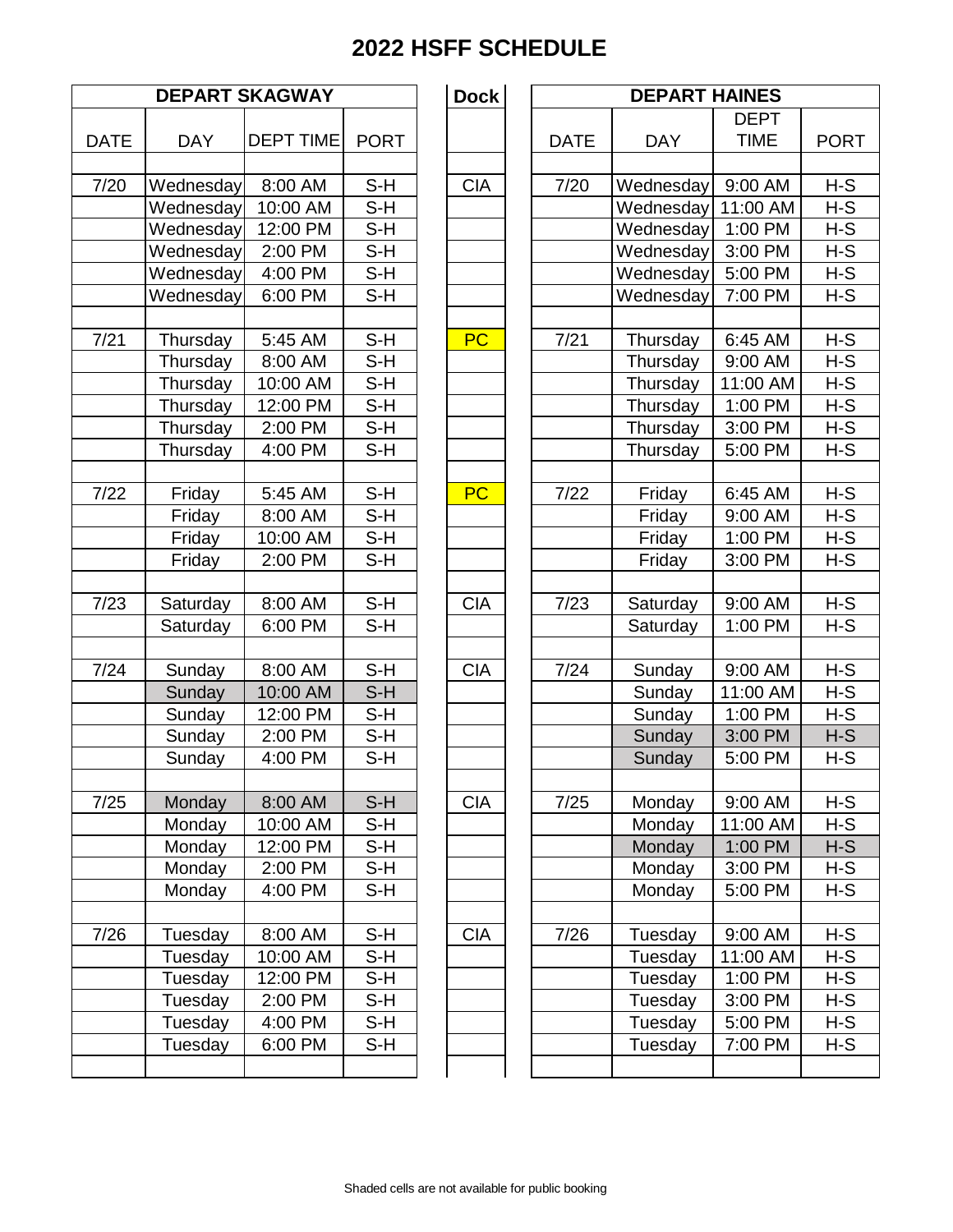# 2022 HSFF SCHEDULE

| DEPART SKAGWAY | | | | Dock | DEPART HAINES | | | |
|---|---|---|---|---|---|---|---|---|
| DATE | DAY | DEPT TIME | PORT | | DATE | DAY | DEPT TIME | PORT |
| 7/20 | Wednesday | 8:00 AM | S-H | CIA | 7/20 | Wednesday | 9:00 AM | H-S |
| | Wednesday | 10:00 AM | S-H | | | Wednesday | 11:00 AM | H-S |
| | Wednesday | 12:00 PM | S-H | | | Wednesday | 1:00 PM | H-S |
| | Wednesday | 2:00 PM | S-H | | | Wednesday | 3:00 PM | H-S |
| | Wednesday | 4:00 PM | S-H | | | Wednesday | 5:00 PM | H-S |
| | Wednesday | 6:00 PM | S-H | | | Wednesday | 7:00 PM | H-S |
| | | | | | | | | |
| 7/21 | Thursday | 5:45 AM | S-H | PC | 7/21 | Thursday | 6:45 AM | H-S |
| | Thursday | 8:00 AM | S-H | | | Thursday | 9:00 AM | H-S |
| | Thursday | 10:00 AM | S-H | | | Thursday | 11:00 AM | H-S |
| | Thursday | 12:00 PM | S-H | | | Thursday | 1:00 PM | H-S |
| | Thursday | 2:00 PM | S-H | | | Thursday | 3:00 PM | H-S |
| | Thursday | 4:00 PM | S-H | | | Thursday | 5:00 PM | H-S |
| | | | | | | | | |
| 7/22 | Friday | 5:45 AM | S-H | PC | 7/22 | Friday | 6:45 AM | H-S |
| | Friday | 8:00 AM | S-H | | | Friday | 9:00 AM | H-S |
| | Friday | 10:00 AM | S-H | | | Friday | 1:00 PM | H-S |
| | Friday | 2:00 PM | S-H | | | Friday | 3:00 PM | H-S |
| | | | | | | | | |
| 7/23 | Saturday | 8:00 AM | S-H | CIA | 7/23 | Saturday | 9:00 AM | H-S |
| | Saturday | 6:00 PM | S-H | | | Saturday | 1:00 PM | H-S |
| | | | | | | | | |
| 7/24 | Sunday | 8:00 AM | S-H | CIA | 7/24 | Sunday | 9:00 AM | H-S |
| | Sunday | 10:00 AM | S-H | | | Sunday | 11:00 AM | H-S |
| | Sunday | 12:00 PM | S-H | | | Sunday | 1:00 PM | H-S |
| | Sunday | 2:00 PM | S-H | | | Sunday | 3:00 PM | H-S |
| | Sunday | 4:00 PM | S-H | | | Sunday | 5:00 PM | H-S |
| | | | | | | | | |
| 7/25 | Monday | 8:00 AM | S-H | CIA | 7/25 | Monday | 9:00 AM | H-S |
| | Monday | 10:00 AM | S-H | | | Monday | 11:00 AM | H-S |
| | Monday | 12:00 PM | S-H | | | Monday | 1:00 PM | H-S |
| | Monday | 2:00 PM | S-H | | | Monday | 3:00 PM | H-S |
| | Monday | 4:00 PM | S-H | | | Monday | 5:00 PM | H-S |
| | | | | | | | | |
| 7/26 | Tuesday | 8:00 AM | S-H | CIA | 7/26 | Tuesday | 9:00 AM | H-S |
| | Tuesday | 10:00 AM | S-H | | | Tuesday | 11:00 AM | H-S |
| | Tuesday | 12:00 PM | S-H | | | Tuesday | 1:00 PM | H-S |
| | Tuesday | 2:00 PM | S-H | | | Tuesday | 3:00 PM | H-S |
| | Tuesday | 4:00 PM | S-H | | | Tuesday | 5:00 PM | H-S |
| | Tuesday | 6:00 PM | S-H | | | Tuesday | 7:00 PM | H-S |

Shaded cells are not available for public booking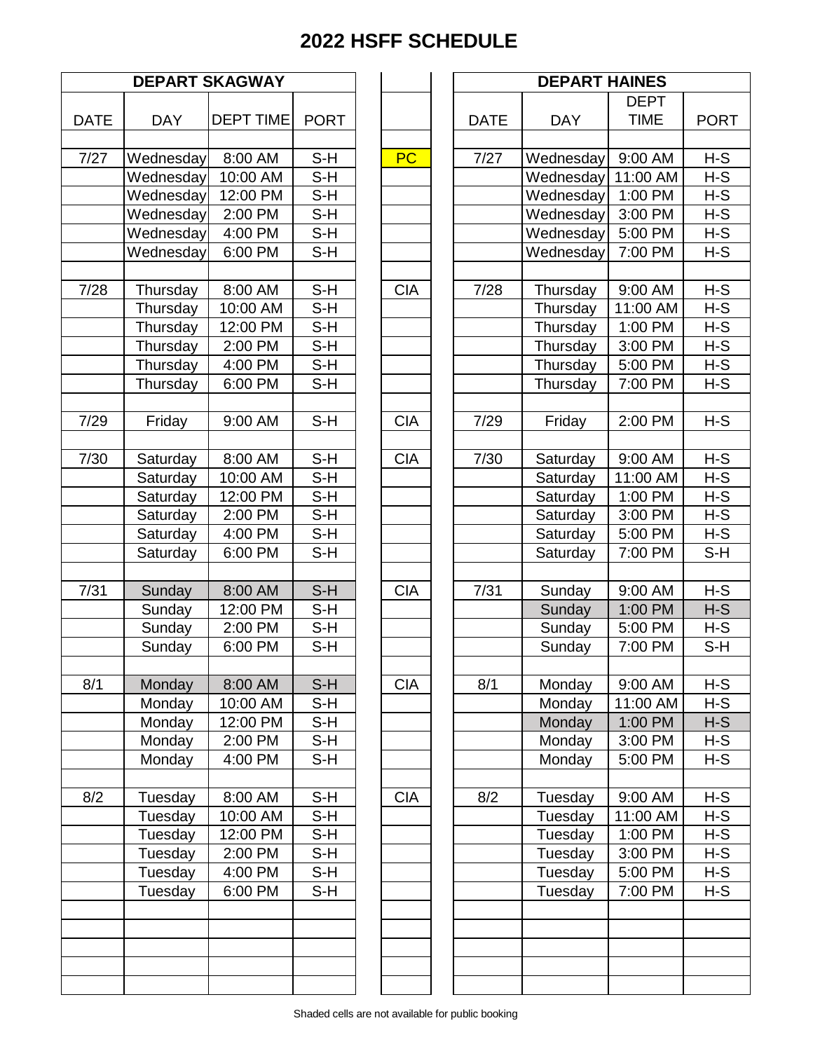# 2022 HSFF SCHEDULE

| DEPART SKAGWAY | | | | | DEPART HAINES | | | |
|---|---|---|---|---|---|---|---|---|
| DATE | DAY | DEPT TIME | PORT | | DATE | DAY | DEPT TIME | PORT |
| 7/27 | Wednesday | 8:00 AM | S-H | PC | 7/27 | Wednesday | 9:00 AM | H-S |
| | Wednesday | 10:00 AM | S-H | | | Wednesday | 11:00 AM | H-S |
| | Wednesday | 12:00 PM | S-H | | | Wednesday | 1:00 PM | H-S |
| | Wednesday | 2:00 PM | S-H | | | Wednesday | 3:00 PM | H-S |
| | Wednesday | 4:00 PM | S-H | | | Wednesday | 5:00 PM | H-S |
| | Wednesday | 6:00 PM | S-H | | | Wednesday | 7:00 PM | H-S |
| 7/28 | Thursday | 8:00 AM | S-H | CIA | 7/28 | Thursday | 9:00 AM | H-S |
| | Thursday | 10:00 AM | S-H | | | Thursday | 11:00 AM | H-S |
| | Thursday | 12:00 PM | S-H | | | Thursday | 1:00 PM | H-S |
| | Thursday | 2:00 PM | S-H | | | Thursday | 3:00 PM | H-S |
| | Thursday | 4:00 PM | S-H | | | Thursday | 5:00 PM | H-S |
| | Thursday | 6:00 PM | S-H | | | Thursday | 7:00 PM | H-S |
| 7/29 | Friday | 9:00 AM | S-H | CIA | 7/29 | Friday | 2:00 PM | H-S |
| 7/30 | Saturday | 8:00 AM | S-H | CIA | 7/30 | Saturday | 9:00 AM | H-S |
| | Saturday | 10:00 AM | S-H | | | Saturday | 11:00 AM | H-S |
| | Saturday | 12:00 PM | S-H | | | Saturday | 1:00 PM | H-S |
| | Saturday | 2:00 PM | S-H | | | Saturday | 3:00 PM | H-S |
| | Saturday | 4:00 PM | S-H | | | Saturday | 5:00 PM | H-S |
| | Saturday | 6:00 PM | S-H | | | Saturday | 7:00 PM | S-H |
| 7/31 | Sunday | 8:00 AM | S-H | CIA | 7/31 | Sunday | 9:00 AM | H-S |
| | Sunday | 12:00 PM | S-H | | | Sunday | 1:00 PM | H-S |
| | Sunday | 2:00 PM | S-H | | | Sunday | 5:00 PM | H-S |
| | Sunday | 6:00 PM | S-H | | | Sunday | 7:00 PM | S-H |
| 8/1 | Monday | 8:00 AM | S-H | CIA | 8/1 | Monday | 9:00 AM | H-S |
| | Monday | 10:00 AM | S-H | | | Monday | 11:00 AM | H-S |
| | Monday | 12:00 PM | S-H | | | Monday | 1:00 PM | H-S |
| | Monday | 2:00 PM | S-H | | | Monday | 3:00 PM | H-S |
| | Monday | 4:00 PM | S-H | | | Monday | 5:00 PM | H-S |
| 8/2 | Tuesday | 8:00 AM | S-H | CIA | 8/2 | Tuesday | 9:00 AM | H-S |
| | Tuesday | 10:00 AM | S-H | | | Tuesday | 11:00 AM | H-S |
| | Tuesday | 12:00 PM | S-H | | | Tuesday | 1:00 PM | H-S |
| | Tuesday | 2:00 PM | S-H | | | Tuesday | 3:00 PM | H-S |
| | Tuesday | 4:00 PM | S-H | | | Tuesday | 5:00 PM | H-S |
| | Tuesday | 6:00 PM | S-H | | | Tuesday | 7:00 PM | H-S |

Shaded cells are not available for public booking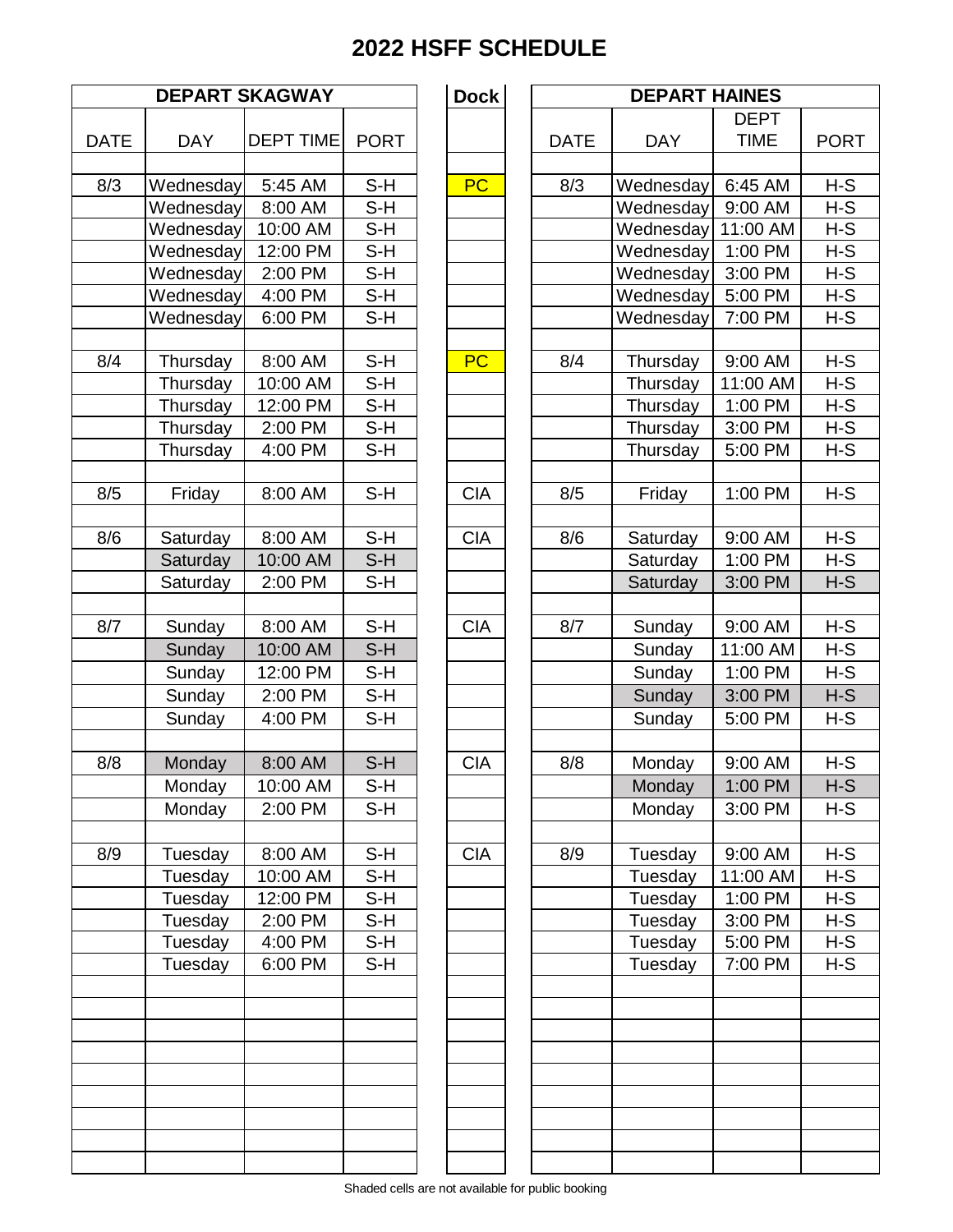# 2022 HSFF SCHEDULE

| DEPART SKAGWAY | | | | Dock | DEPART HAINES | | | |
|---|---|---|---|---|---|---|---|---|
| DATE | DAY | DEPT TIME | PORT | | DATE | DAY | DEPT TIME | PORT |
| 8/3 | Wednesday | 5:45 AM | S-H | PC | 8/3 | Wednesday | 6:45 AM | H-S |
| | Wednesday | 8:00 AM | S-H | | | Wednesday | 9:00 AM | H-S |
| | Wednesday | 10:00 AM | S-H | | | Wednesday | 11:00 AM | H-S |
| | Wednesday | 12:00 PM | S-H | | | Wednesday | 1:00 PM | H-S |
| | Wednesday | 2:00 PM | S-H | | | Wednesday | 3:00 PM | H-S |
| | Wednesday | 4:00 PM | S-H | | | Wednesday | 5:00 PM | H-S |
| | Wednesday | 6:00 PM | S-H | | | Wednesday | 7:00 PM | H-S |
| 8/4 | Thursday | 8:00 AM | S-H | PC | 8/4 | Thursday | 9:00 AM | H-S |
| | Thursday | 10:00 AM | S-H | | | Thursday | 11:00 AM | H-S |
| | Thursday | 12:00 PM | S-H | | | Thursday | 1:00 PM | H-S |
| | Thursday | 2:00 PM | S-H | | | Thursday | 3:00 PM | H-S |
| | Thursday | 4:00 PM | S-H | | | Thursday | 5:00 PM | H-S |
| 8/5 | Friday | 8:00 AM | S-H | CIA | 8/5 | Friday | 1:00 PM | H-S |
| 8/6 | Saturday | 8:00 AM | S-H | CIA | 8/6 | Saturday | 9:00 AM | H-S |
| | Saturday | 10:00 AM | S-H | | | Saturday | 1:00 PM | H-S |
| | Saturday | 2:00 PM | S-H | | | Saturday | 3:00 PM | H-S |
| 8/7 | Sunday | 8:00 AM | S-H | CIA | 8/7 | Sunday | 9:00 AM | H-S |
| | Sunday | 10:00 AM | S-H | | | Sunday | 11:00 AM | H-S |
| | Sunday | 12:00 PM | S-H | | | Sunday | 1:00 PM | H-S |
| | Sunday | 2:00 PM | S-H | | | Sunday | 3:00 PM | H-S |
| | Sunday | 4:00 PM | S-H | | | Sunday | 5:00 PM | H-S |
| 8/8 | Monday | 8:00 AM | S-H | CIA | 8/8 | Monday | 9:00 AM | H-S |
| | Monday | 10:00 AM | S-H | | | Monday | 1:00 PM | H-S |
| | Monday | 2:00 PM | S-H | | | Monday | 3:00 PM | H-S |
| 8/9 | Tuesday | 8:00 AM | S-H | CIA | 8/9 | Tuesday | 9:00 AM | H-S |
| | Tuesday | 10:00 AM | S-H | | | Tuesday | 11:00 AM | H-S |
| | Tuesday | 12:00 PM | S-H | | | Tuesday | 1:00 PM | H-S |
| | Tuesday | 2:00 PM | S-H | | | Tuesday | 3:00 PM | H-S |
| | Tuesday | 4:00 PM | S-H | | | Tuesday | 5:00 PM | H-S |
| | Tuesday | 6:00 PM | S-H | | | Tuesday | 7:00 PM | H-S |

Shaded cells are not available for public booking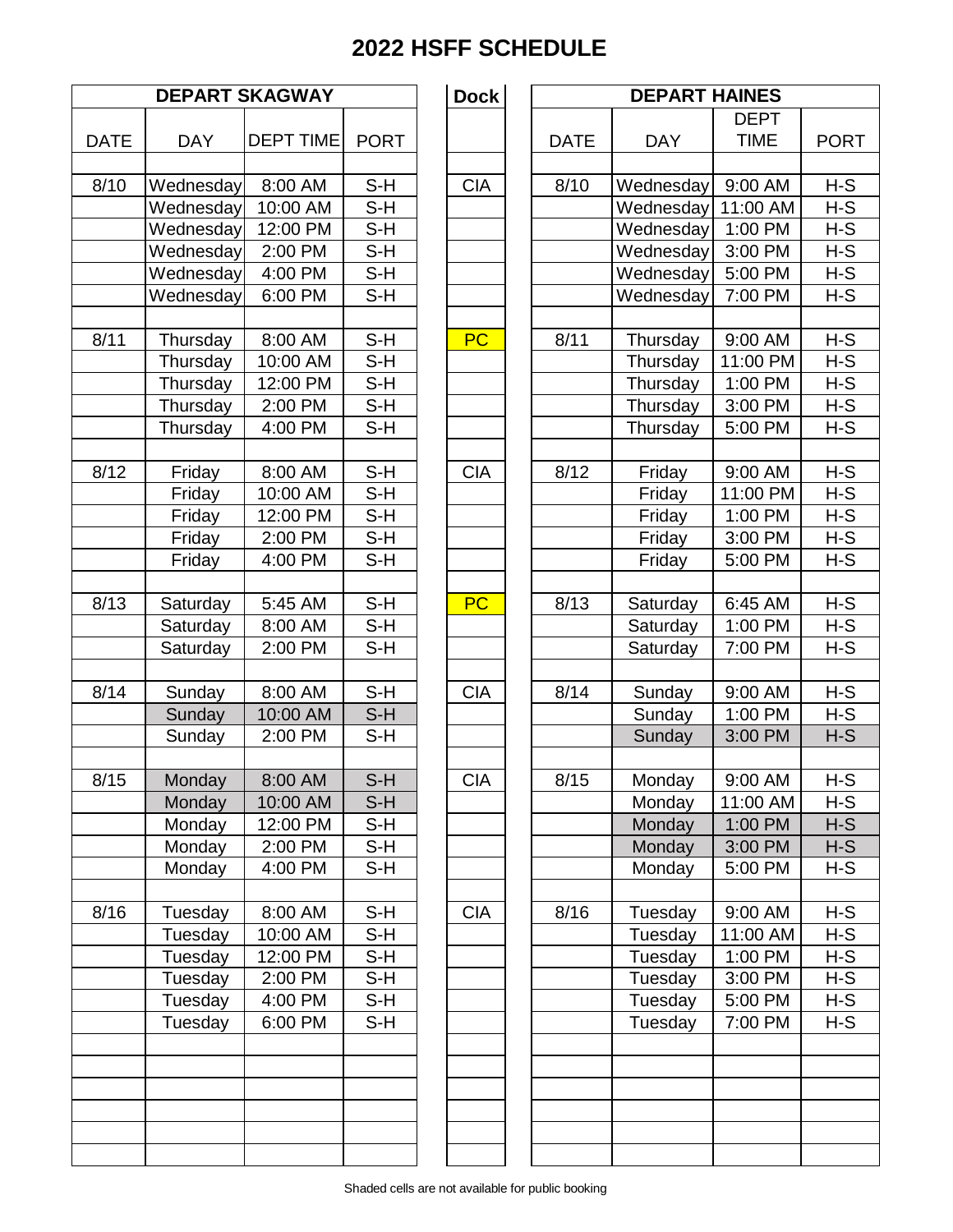# 2022 HSFF SCHEDULE

| DEPART SKAGWAY | | | | Dock | DEPART HAINES | | | |
|---|---|---|---|---|---|---|---|---|
| DATE | DAY | DEPT TIME | PORT | | DATE | DAY | DEPT TIME | PORT |
| 8/10 | Wednesday | 8:00 AM | S-H | CIA | 8/10 | Wednesday | 9:00 AM | H-S |
| | Wednesday | 10:00 AM | S-H | | | Wednesday | 11:00 AM | H-S |
| | Wednesday | 12:00 PM | S-H | | | Wednesday | 1:00 PM | H-S |
| | Wednesday | 2:00 PM | S-H | | | Wednesday | 3:00 PM | H-S |
| | Wednesday | 4:00 PM | S-H | | | Wednesday | 5:00 PM | H-S |
| | Wednesday | 6:00 PM | S-H | | | Wednesday | 7:00 PM | H-S |
| 8/11 | Thursday | 8:00 AM | S-H | PC | 8/11 | Thursday | 9:00 AM | H-S |
| | Thursday | 10:00 AM | S-H | | | Thursday | 11:00 PM | H-S |
| | Thursday | 12:00 PM | S-H | | | Thursday | 1:00 PM | H-S |
| | Thursday | 2:00 PM | S-H | | | Thursday | 3:00 PM | H-S |
| | Thursday | 4:00 PM | S-H | | | Thursday | 5:00 PM | H-S |
| 8/12 | Friday | 8:00 AM | S-H | CIA | 8/12 | Friday | 9:00 AM | H-S |
| | Friday | 10:00 AM | S-H | | | Friday | 11:00 PM | H-S |
| | Friday | 12:00 PM | S-H | | | Friday | 1:00 PM | H-S |
| | Friday | 2:00 PM | S-H | | | Friday | 3:00 PM | H-S |
| | Friday | 4:00 PM | S-H | | | Friday | 5:00 PM | H-S |
| 8/13 | Saturday | 5:45 AM | S-H | PC | 8/13 | Saturday | 6:45 AM | H-S |
| | Saturday | 8:00 AM | S-H | | | Saturday | 1:00 PM | H-S |
| | Saturday | 2:00 PM | S-H | | | Saturday | 7:00 PM | H-S |
| 8/14 | Sunday | 8:00 AM | S-H | CIA | 8/14 | Sunday | 9:00 AM | H-S |
| | Sunday | 10:00 AM | S-H | | | Sunday | 1:00 PM | H-S |
| | Sunday | 2:00 PM | S-H | | | Sunday | 3:00 PM | H-S |
| 8/15 | Monday | 8:00 AM | S-H | CIA | 8/15 | Monday | 9:00 AM | H-S |
| | Monday | 10:00 AM | S-H | | | Monday | 11:00 AM | H-S |
| | Monday | 12:00 PM | S-H | | | Monday | 1:00 PM | H-S |
| | Monday | 2:00 PM | S-H | | | Monday | 3:00 PM | H-S |
| | Monday | 4:00 PM | S-H | | | Monday | 5:00 PM | H-S |
| 8/16 | Tuesday | 8:00 AM | S-H | CIA | 8/16 | Tuesday | 9:00 AM | H-S |
| | Tuesday | 10:00 AM | S-H | | | Tuesday | 11:00 AM | H-S |
| | Tuesday | 12:00 PM | S-H | | | Tuesday | 1:00 PM | H-S |
| | Tuesday | 2:00 PM | S-H | | | Tuesday | 3:00 PM | H-S |
| | Tuesday | 4:00 PM | S-H | | | Tuesday | 5:00 PM | H-S |
| | Tuesday | 6:00 PM | S-H | | | Tuesday | 7:00 PM | H-S |

Shaded cells are not available for public booking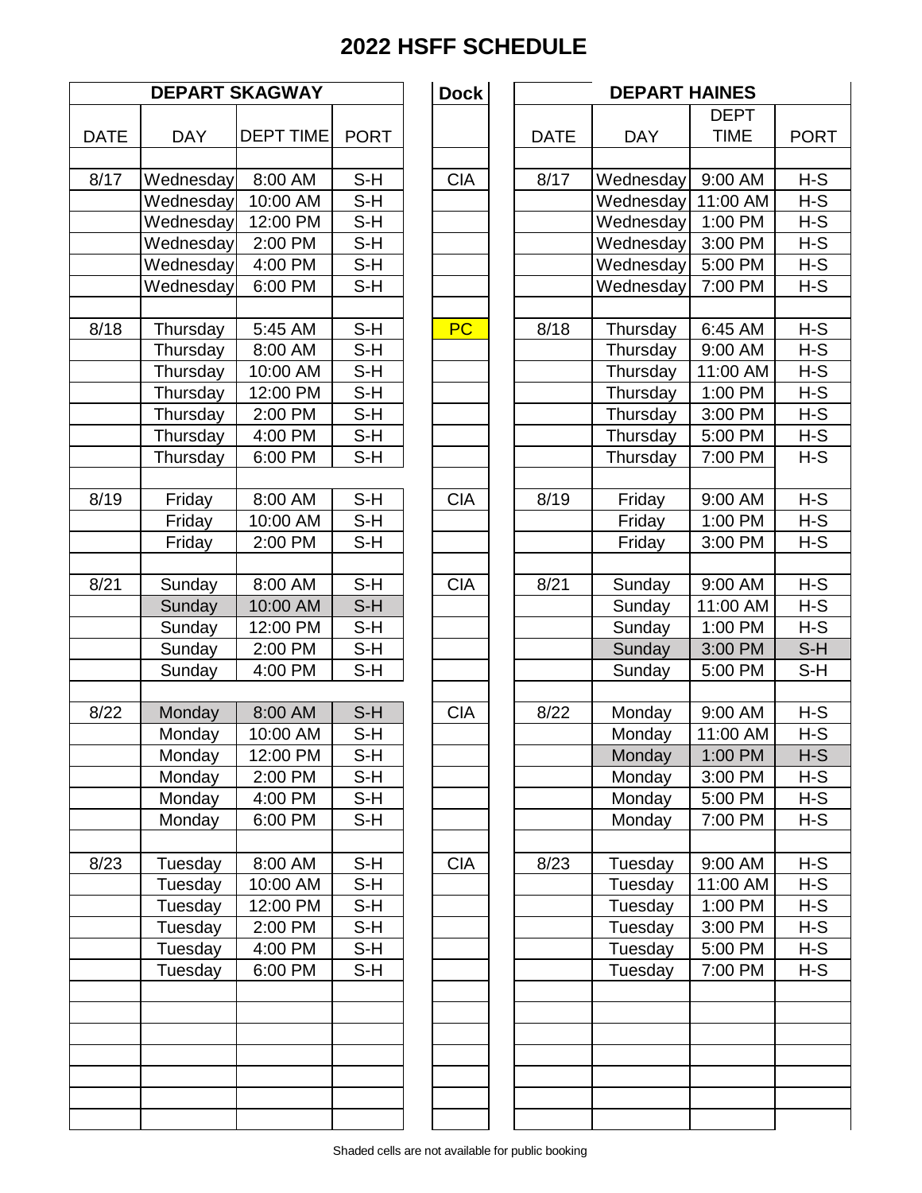# 2022 HSFF SCHEDULE

| DEPART SKAGWAY | | | | Dock | DEPART HAINES | | | |
|---|---|---|---|---|---|---|---|---|
| DATE | DAY | DEPT TIME | PORT | | DATE | DAY | DEPT TIME | PORT |
| 8/17 | Wednesday | 8:00 AM | S-H | CIA | 8/17 | Wednesday | 9:00 AM | H-S |
| | Wednesday | 10:00 AM | S-H | | | Wednesday | 11:00 AM | H-S |
| | Wednesday | 12:00 PM | S-H | | | Wednesday | 1:00 PM | H-S |
| | Wednesday | 2:00 PM | S-H | | | Wednesday | 3:00 PM | H-S |
| | Wednesday | 4:00 PM | S-H | | | Wednesday | 5:00 PM | H-S |
| | Wednesday | 6:00 PM | S-H | | | Wednesday | 7:00 PM | H-S |
| 8/18 | Thursday | 5:45 AM | S-H | PC | 8/18 | Thursday | 6:45 AM | H-S |
| | Thursday | 8:00 AM | S-H | | | Thursday | 9:00 AM | H-S |
| | Thursday | 10:00 AM | S-H | | | Thursday | 11:00 AM | H-S |
| | Thursday | 12:00 PM | S-H | | | Thursday | 1:00 PM | H-S |
| | Thursday | 2:00 PM | S-H | | | Thursday | 3:00 PM | H-S |
| | Thursday | 4:00 PM | S-H | | | Thursday | 5:00 PM | H-S |
| | Thursday | 6:00 PM | S-H | | | Thursday | 7:00 PM | H-S |
| 8/19 | Friday | 8:00 AM | S-H | CIA | 8/19 | Friday | 9:00 AM | H-S |
| | Friday | 10:00 AM | S-H | | | Friday | 1:00 PM | H-S |
| | Friday | 2:00 PM | S-H | | | Friday | 3:00 PM | H-S |
| 8/21 | Sunday | 8:00 AM | S-H | CIA | 8/21 | Sunday | 9:00 AM | H-S |
| | Sunday | 10:00 AM | S-H | | | Sunday | 11:00 AM | H-S |
| | Sunday | 12:00 PM | S-H | | | Sunday | 1:00 PM | H-S |
| | Sunday | 2:00 PM | S-H | | | Sunday | 3:00 PM | S-H |
| | Sunday | 4:00 PM | S-H | | | Sunday | 5:00 PM | S-H |
| 8/22 | Monday | 8:00 AM | S-H | CIA | 8/22 | Monday | 9:00 AM | H-S |
| | Monday | 10:00 AM | S-H | | | Monday | 11:00 AM | H-S |
| | Monday | 12:00 PM | S-H | | | Monday | 1:00 PM | H-S |
| | Monday | 2:00 PM | S-H | | | Monday | 3:00 PM | H-S |
| | Monday | 4:00 PM | S-H | | | Monday | 5:00 PM | H-S |
| | Monday | 6:00 PM | S-H | | | Monday | 7:00 PM | H-S |
| 8/23 | Tuesday | 8:00 AM | S-H | CIA | 8/23 | Tuesday | 9:00 AM | H-S |
| | Tuesday | 10:00 AM | S-H | | | Tuesday | 11:00 AM | H-S |
| | Tuesday | 12:00 PM | S-H | | | Tuesday | 1:00 PM | H-S |
| | Tuesday | 2:00 PM | S-H | | | Tuesday | 3:00 PM | H-S |
| | Tuesday | 4:00 PM | S-H | | | Tuesday | 5:00 PM | H-S |
| | Tuesday | 6:00 PM | S-H | | | Tuesday | 7:00 PM | H-S |

Shaded cells are not available for public booking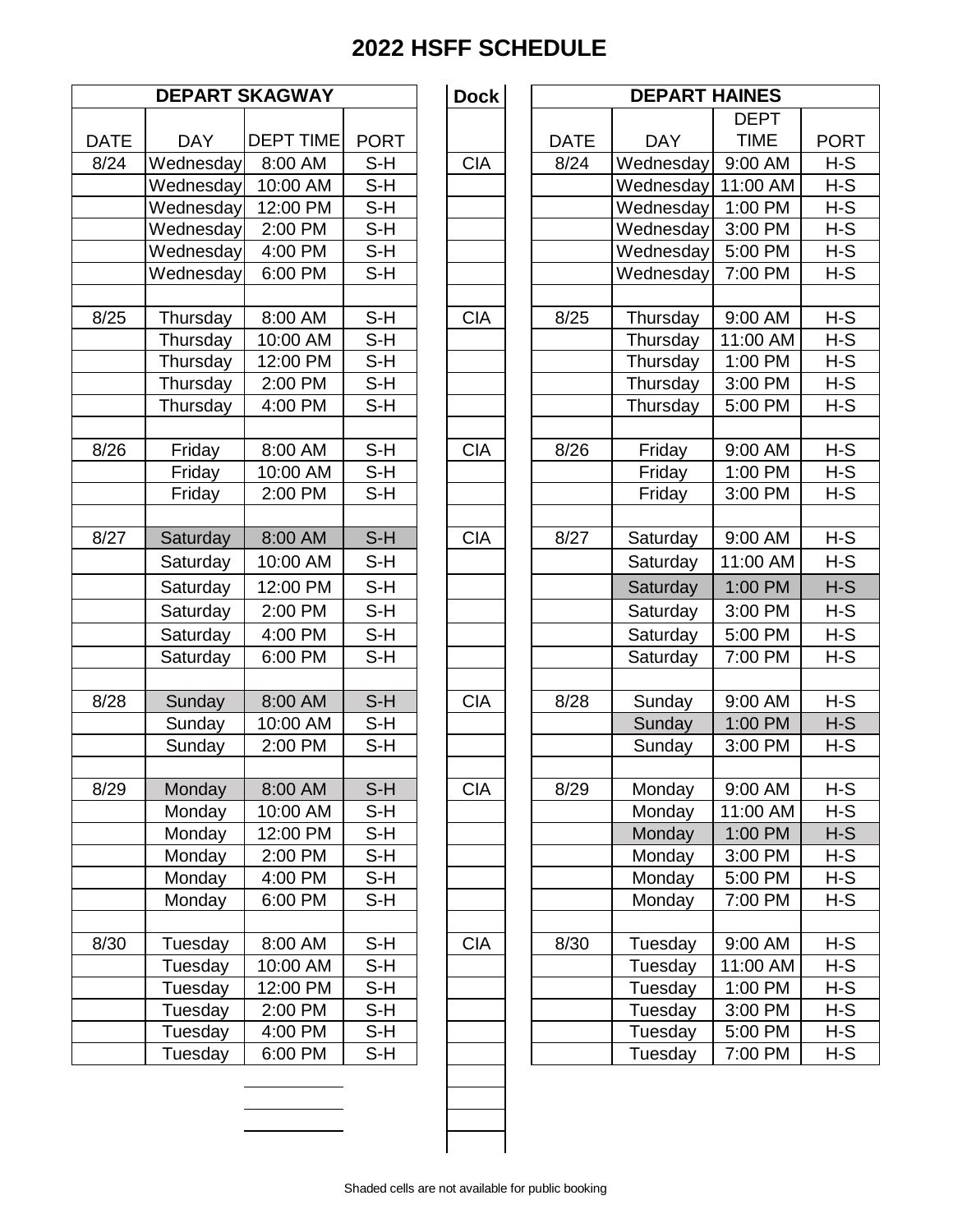# 2022 HSFF SCHEDULE

| DEPART SKAGWAY | | | | Dock | DEPART HAINES | | | |
|---|---|---|---|---|---|---|---|---|
| DATE | DAY | DEPT TIME | PORT | | DATE | DAY | DEPT TIME | PORT |
| 8/24 | Wednesday | 8:00 AM | S-H | CIA | 8/24 | Wednesday | 9:00 AM | H-S |
| | Wednesday | 10:00 AM | S-H | | | Wednesday | 11:00 AM | H-S |
| | Wednesday | 12:00 PM | S-H | | | Wednesday | 1:00 PM | H-S |
| | Wednesday | 2:00 PM | S-H | | | Wednesday | 3:00 PM | H-S |
| | Wednesday | 4:00 PM | S-H | | | Wednesday | 5:00 PM | H-S |
| | Wednesday | 6:00 PM | S-H | | | Wednesday | 7:00 PM | H-S |
| | | | | | | | | |
| 8/25 | Thursday | 8:00 AM | S-H | CIA | 8/25 | Thursday | 9:00 AM | H-S |
| | Thursday | 10:00 AM | S-H | | | Thursday | 11:00 AM | H-S |
| | Thursday | 12:00 PM | S-H | | | Thursday | 1:00 PM | H-S |
| | Thursday | 2:00 PM | S-H | | | Thursday | 3:00 PM | H-S |
| | Thursday | 4:00 PM | S-H | | | Thursday | 5:00 PM | H-S |
| | | | | | | | | |
| 8/26 | Friday | 8:00 AM | S-H | CIA | 8/26 | Friday | 9:00 AM | H-S |
| | Friday | 10:00 AM | S-H | | | Friday | 1:00 PM | H-S |
| | Friday | 2:00 PM | S-H | | | Friday | 3:00 PM | H-S |
| | | | | | | | | |
| 8/27 | Saturday | 8:00 AM | S-H | CIA | 8/27 | Saturday | 9:00 AM | H-S |
| | Saturday | 10:00 AM | S-H | | | Saturday | 11:00 AM | H-S |
| | Saturday | 12:00 PM | S-H | | | Saturday | 1:00 PM | H-S |
| | Saturday | 2:00 PM | S-H | | | Saturday | 3:00 PM | H-S |
| | Saturday | 4:00 PM | S-H | | | Saturday | 5:00 PM | H-S |
| | Saturday | 6:00 PM | S-H | | | Saturday | 7:00 PM | H-S |
| | | | | | | | | |
| 8/28 | Sunday | 8:00 AM | S-H | CIA | 8/28 | Sunday | 9:00 AM | H-S |
| | Sunday | 10:00 AM | S-H | | | Sunday | 1:00 PM | H-S |
| | Sunday | 2:00 PM | S-H | | | Sunday | 3:00 PM | H-S |
| | | | | | | | | |
| 8/29 | Monday | 8:00 AM | S-H | CIA | 8/29 | Monday | 9:00 AM | H-S |
| | Monday | 10:00 AM | S-H | | | Monday | 11:00 AM | H-S |
| | Monday | 12:00 PM | S-H | | | Monday | 1:00 PM | H-S |
| | Monday | 2:00 PM | S-H | | | Monday | 3:00 PM | H-S |
| | Monday | 4:00 PM | S-H | | | Monday | 5:00 PM | H-S |
| | Monday | 6:00 PM | S-H | | | Monday | 7:00 PM | H-S |
| | | | | | | | | |
| 8/30 | Tuesday | 8:00 AM | S-H | CIA | 8/30 | Tuesday | 9:00 AM | H-S |
| | Tuesday | 10:00 AM | S-H | | | Tuesday | 11:00 AM | H-S |
| | Tuesday | 12:00 PM | S-H | | | Tuesday | 1:00 PM | H-S |
| | Tuesday | 2:00 PM | S-H | | | Tuesday | 3:00 PM | H-S |
| | Tuesday | 4:00 PM | S-H | | | Tuesday | 5:00 PM | H-S |
| | Tuesday | 6:00 PM | S-H | | | Tuesday | 7:00 PM | H-S |

Shaded cells are not available for public booking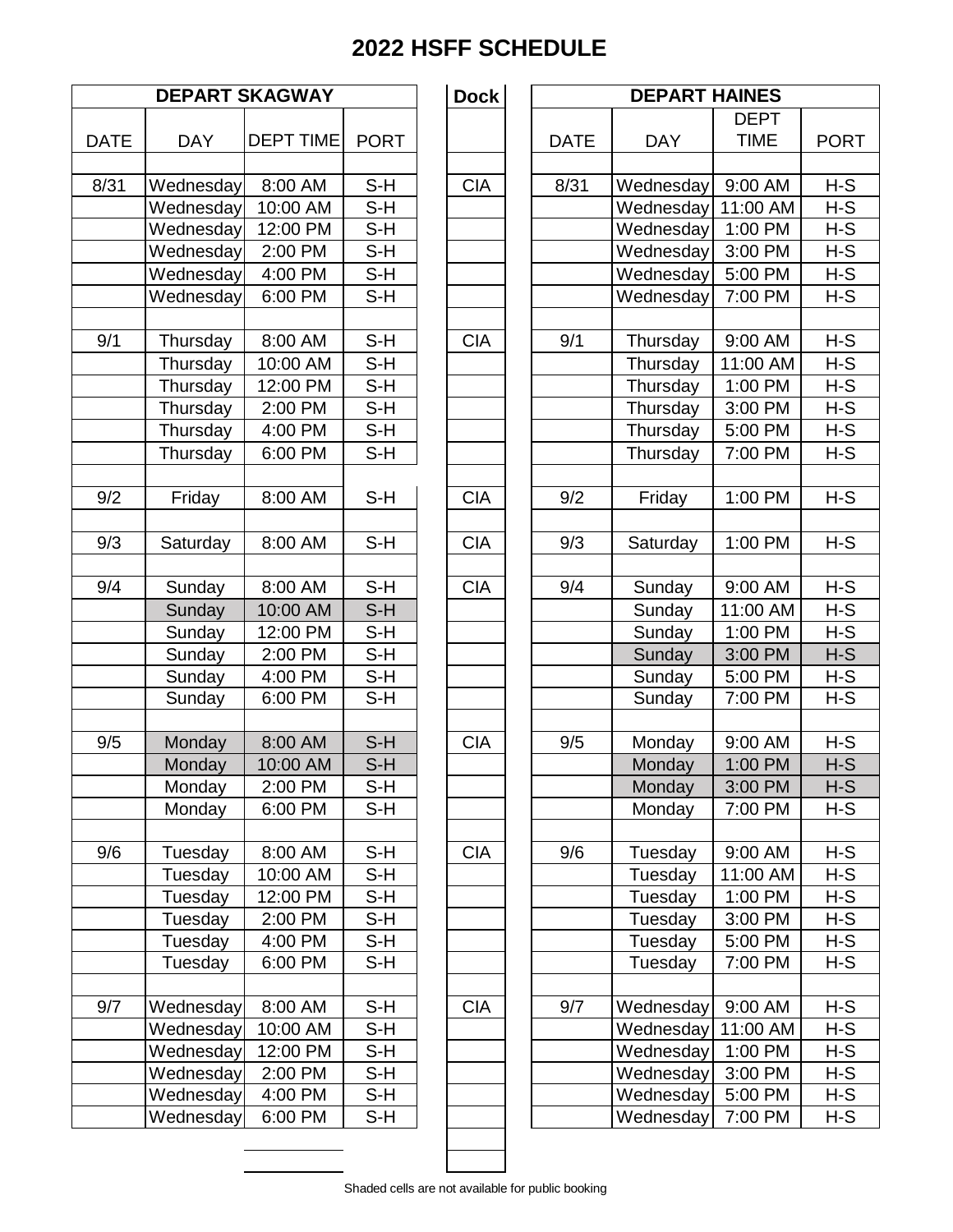# 2022 HSFF SCHEDULE

| DEPART SKAGWAY | | | | Dock | DEPART HAINES | | | |
|---|---|---|---|---|---|---|---|---|
| DATE | DAY | DEPT TIME | PORT | | DATE | DAY | DEPT TIME | PORT |
| 8/31 | Wednesday | 8:00 AM | S-H | CIA | 8/31 | Wednesday | 9:00 AM | H-S |
| | Wednesday | 10:00 AM | S-H | | | Wednesday | 11:00 AM | H-S |
| | Wednesday | 12:00 PM | S-H | | | Wednesday | 1:00 PM | H-S |
| | Wednesday | 2:00 PM | S-H | | | Wednesday | 3:00 PM | H-S |
| | Wednesday | 4:00 PM | S-H | | | Wednesday | 5:00 PM | H-S |
| | Wednesday | 6:00 PM | S-H | | | Wednesday | 7:00 PM | H-S |
| 9/1 | Thursday | 8:00 AM | S-H | CIA | 9/1 | Thursday | 9:00 AM | H-S |
| | Thursday | 10:00 AM | S-H | | | Thursday | 11:00 AM | H-S |
| | Thursday | 12:00 PM | S-H | | | Thursday | 1:00 PM | H-S |
| | Thursday | 2:00 PM | S-H | | | Thursday | 3:00 PM | H-S |
| | Thursday | 4:00 PM | S-H | | | Thursday | 5:00 PM | H-S |
| | Thursday | 6:00 PM | S-H | | | Thursday | 7:00 PM | H-S |
| 9/2 | Friday | 8:00 AM | S-H | CIA | 9/2 | Friday | 1:00 PM | H-S |
| 9/3 | Saturday | 8:00 AM | S-H | CIA | 9/3 | Saturday | 1:00 PM | H-S |
| 9/4 | Sunday | 8:00 AM | S-H | CIA | 9/4 | Sunday | 9:00 AM | H-S |
| | Sunday | 10:00 AM | S-H | | | Sunday | 11:00 AM | H-S |
| | Sunday | 12:00 PM | S-H | | | Sunday | 1:00 PM | H-S |
| | Sunday | 2:00 PM | S-H | | | Sunday | 3:00 PM | H-S |
| | Sunday | 4:00 PM | S-H | | | Sunday | 5:00 PM | H-S |
| | Sunday | 6:00 PM | S-H | | | Sunday | 7:00 PM | H-S |
| 9/5 | Monday | 8:00 AM | S-H | CIA | 9/5 | Monday | 9:00 AM | H-S |
| | Monday | 10:00 AM | S-H | | | Monday | 1:00 PM | H-S |
| | Monday | 2:00 PM | S-H | | | Monday | 3:00 PM | H-S |
| | Monday | 6:00 PM | S-H | | | Monday | 7:00 PM | H-S |
| 9/6 | Tuesday | 8:00 AM | S-H | CIA | 9/6 | Tuesday | 9:00 AM | H-S |
| | Tuesday | 10:00 AM | S-H | | | Tuesday | 11:00 AM | H-S |
| | Tuesday | 12:00 PM | S-H | | | Tuesday | 1:00 PM | H-S |
| | Tuesday | 2:00 PM | S-H | | | Tuesday | 3:00 PM | H-S |
| | Tuesday | 4:00 PM | S-H | | | Tuesday | 5:00 PM | H-S |
| | Tuesday | 6:00 PM | S-H | | | Tuesday | 7:00 PM | H-S |
| 9/7 | Wednesday | 8:00 AM | S-H | CIA | 9/7 | Wednesday | 9:00 AM | H-S |
| | Wednesday | 10:00 AM | S-H | | | Wednesday | 11:00 AM | H-S |
| | Wednesday | 12:00 PM | S-H | | | Wednesday | 1:00 PM | H-S |
| | Wednesday | 2:00 PM | S-H | | | Wednesday | 3:00 PM | H-S |
| | Wednesday | 4:00 PM | S-H | | | Wednesday | 5:00 PM | H-S |
| | Wednesday | 6:00 PM | S-H | | | Wednesday | 7:00 PM | H-S |

Shaded cells are not available for public booking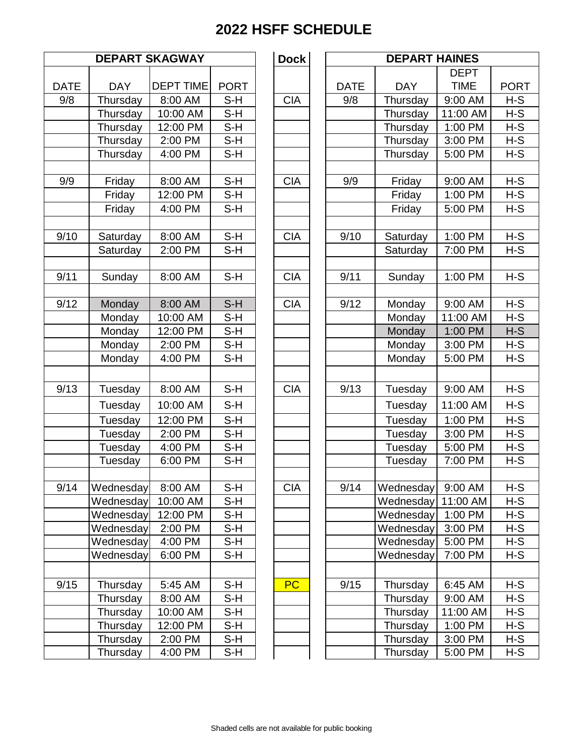# 2022 HSFF SCHEDULE

| DEPART SKAGWAY | | | | Dock | DEPART HAINES | | | |
|---|---|---|---|---|---|---|---|---|
| DATE | DAY | DEPT TIME | PORT | | DATE | DAY | DEPT TIME | PORT |
| 9/8 | Thursday | 8:00 AM | S-H | CIA | 9/8 | Thursday | 9:00 AM | H-S |
| | Thursday | 10:00 AM | S-H | | | Thursday | 11:00 AM | H-S |
| | Thursday | 12:00 PM | S-H | | | Thursday | 1:00 PM | H-S |
| | Thursday | 2:00 PM | S-H | | | Thursday | 3:00 PM | H-S |
| | Thursday | 4:00 PM | S-H | | | Thursday | 5:00 PM | H-S |
| | | | | | | | | |
| 9/9 | Friday | 8:00 AM | S-H | CIA | 9/9 | Friday | 9:00 AM | H-S |
| | Friday | 12:00 PM | S-H | | | Friday | 1:00 PM | H-S |
| | Friday | 4:00 PM | S-H | | | Friday | 5:00 PM | H-S |
| | | | | | | | | |
| 9/10 | Saturday | 8:00 AM | S-H | CIA | 9/10 | Saturday | 1:00 PM | H-S |
| | Saturday | 2:00 PM | S-H | | | Saturday | 7:00 PM | H-S |
| | | | | | | | | |
| 9/11 | Sunday | 8:00 AM | S-H | CIA | 9/11 | Sunday | 1:00 PM | H-S |
| | | | | | | | | |
| 9/12 | Monday | 8:00 AM | S-H | CIA | 9/12 | Monday | 9:00 AM | H-S |
| | Monday | 10:00 AM | S-H | | | Monday | 11:00 AM | H-S |
| | Monday | 12:00 PM | S-H | | | Monday | 1:00 PM | H-S |
| | Monday | 2:00 PM | S-H | | | Monday | 3:00 PM | H-S |
| | Monday | 4:00 PM | S-H | | | Monday | 5:00 PM | H-S |
| | | | | | | | | |
| 9/13 | Tuesday | 8:00 AM | S-H | CIA | 9/13 | Tuesday | 9:00 AM | H-S |
| | Tuesday | 10:00 AM | S-H | | | Tuesday | 11:00 AM | H-S |
| | Tuesday | 12:00 PM | S-H | | | Tuesday | 1:00 PM | H-S |
| | Tuesday | 2:00 PM | S-H | | | Tuesday | 3:00 PM | H-S |
| | Tuesday | 4:00 PM | S-H | | | Tuesday | 5:00 PM | H-S |
| | Tuesday | 6:00 PM | S-H | | | Tuesday | 7:00 PM | H-S |
| | | | | | | | | |
| 9/14 | Wednesday | 8:00 AM | S-H | CIA | 9/14 | Wednesday | 9:00 AM | H-S |
| | Wednesday | 10:00 AM | S-H | | | Wednesday | 11:00 AM | H-S |
| | Wednesday | 12:00 PM | S-H | | | Wednesday | 1:00 PM | H-S |
| | Wednesday | 2:00 PM | S-H | | | Wednesday | 3:00 PM | H-S |
| | Wednesday | 4:00 PM | S-H | | | Wednesday | 5:00 PM | H-S |
| | Wednesday | 6:00 PM | S-H | | | Wednesday | 7:00 PM | H-S |
| | | | | | | | | |
| 9/15 | Thursday | 5:45 AM | S-H | PC | 9/15 | Thursday | 6:45 AM | H-S |
| | Thursday | 8:00 AM | S-H | | | Thursday | 9:00 AM | H-S |
| | Thursday | 10:00 AM | S-H | | | Thursday | 11:00 AM | H-S |
| | Thursday | 12:00 PM | S-H | | | Thursday | 1:00 PM | H-S |
| | Thursday | 2:00 PM | S-H | | | Thursday | 3:00 PM | H-S |
| | Thursday | 4:00 PM | S-H | | | Thursday | 5:00 PM | H-S |

Shaded cells are not available for public booking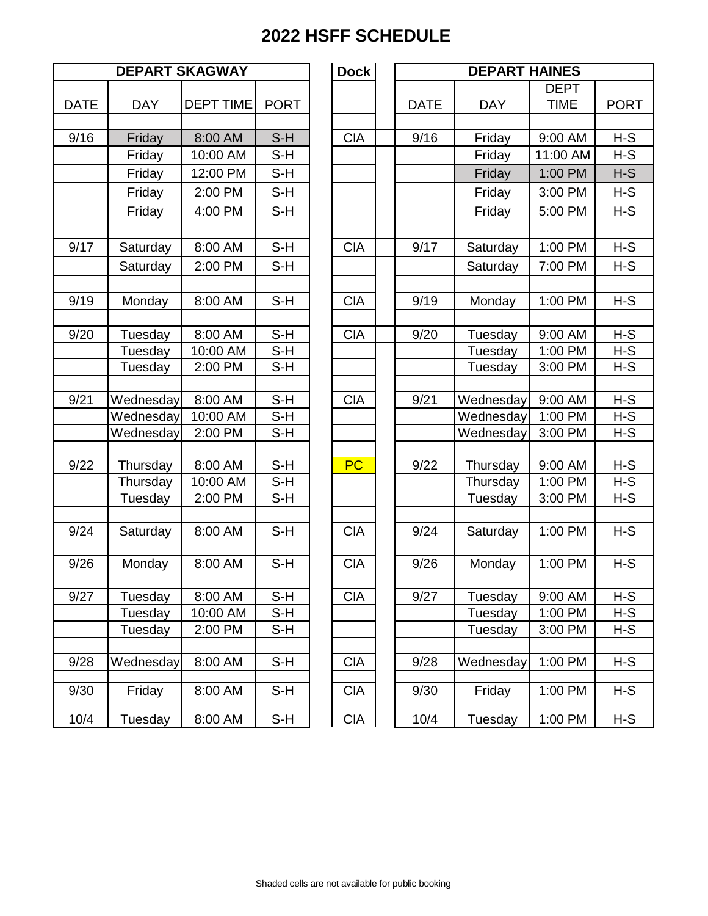# 2022 HSFF SCHEDULE

| DEPART SKAGWAY | | | | Dock | DEPART HAINES | | | |
|---|---|---|---|---|---|---|---|---|
| DATE | DAY | DEPT TIME | PORT | | DATE | DAY | DEPT TIME | PORT |
| 9/16 | Friday | 8:00 AM | S-H | CIA | 9/16 | Friday | 9:00 AM | H-S |
| | Friday | 10:00 AM | S-H | | | Friday | 11:00 AM | H-S |
| | Friday | 12:00 PM | S-H | | | Friday | 1:00 PM | H-S |
| | Friday | 2:00 PM | S-H | | | Friday | 3:00 PM | H-S |
| | Friday | 4:00 PM | S-H | | | Friday | 5:00 PM | H-S |
| 9/17 | Saturday | 8:00 AM | S-H | CIA | 9/17 | Saturday | 1:00 PM | H-S |
| | Saturday | 2:00 PM | S-H | | | Saturday | 7:00 PM | H-S |
| 9/19 | Monday | 8:00 AM | S-H | CIA | 9/19 | Monday | 1:00 PM | H-S |
| 9/20 | Tuesday | 8:00 AM | S-H | CIA | 9/20 | Tuesday | 9:00 AM | H-S |
| | Tuesday | 10:00 AM | S-H | | | Tuesday | 1:00 PM | H-S |
| | Tuesday | 2:00 PM | S-H | | | Tuesday | 3:00 PM | H-S |
| 9/21 | Wednesday | 8:00 AM | S-H | CIA | 9/21 | Wednesday | 9:00 AM | H-S |
| | Wednesday | 10:00 AM | S-H | | | Wednesday | 1:00 PM | H-S |
| | Wednesday | 2:00 PM | S-H | | | Wednesday | 3:00 PM | H-S |
| 9/22 | Thursday | 8:00 AM | S-H | PC | 9/22 | Thursday | 9:00 AM | H-S |
| | Thursday | 10:00 AM | S-H | | | Thursday | 1:00 PM | H-S |
| | Tuesday | 2:00 PM | S-H | | | Tuesday | 3:00 PM | H-S |
| 9/24 | Saturday | 8:00 AM | S-H | CIA | 9/24 | Saturday | 1:00 PM | H-S |
| 9/26 | Monday | 8:00 AM | S-H | CIA | 9/26 | Monday | 1:00 PM | H-S |
| 9/27 | Tuesday | 8:00 AM | S-H | CIA | 9/27 | Tuesday | 9:00 AM | H-S |
| | Tuesday | 10:00 AM | S-H | | | Tuesday | 1:00 PM | H-S |
| | Tuesday | 2:00 PM | S-H | | | Tuesday | 3:00 PM | H-S |
| 9/28 | Wednesday | 8:00 AM | S-H | CIA | 9/28 | Wednesday | 1:00 PM | H-S |
| 9/30 | Friday | 8:00 AM | S-H | CIA | 9/30 | Friday | 1:00 PM | H-S |
| 10/4 | Tuesday | 8:00 AM | S-H | CIA | 10/4 | Tuesday | 1:00 PM | H-S |

Shaded cells are not available for public booking